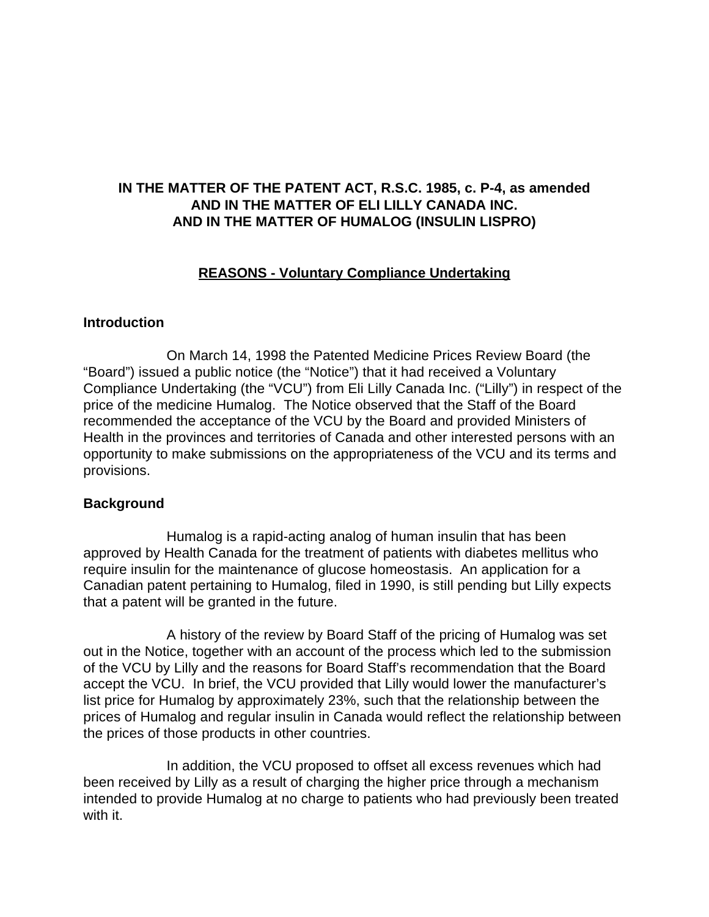**IN THE MATTER OF THE PATENT ACT, R.S.C. 1985, c. P-4, as amended**
**AND IN THE MATTER OF ELI LILLY CANADA INC.**
**AND IN THE MATTER OF HUMALOG (INSULIN LISPRO)**

**<u>REASONS - Voluntary Compliance Undertaking</u>**

## Introduction

On March 14, 1998 the Patented Medicine Prices Review Board (the "Board") issued a public notice (the "Notice") that it had received a Voluntary Compliance Undertaking (the "VCU") from Eli Lilly Canada Inc. ("Lilly") in respect of the price of the medicine Humalog. The Notice observed that the Staff of the Board recommended the acceptance of the VCU by the Board and provided Ministers of Health in the provinces and territories of Canada and other interested persons with an opportunity to make submissions on the appropriateness of the VCU and its terms and provisions.

## Background

Humalog is a rapid-acting analog of human insulin that has been approved by Health Canada for the treatment of patients with diabetes mellitus who require insulin for the maintenance of glucose homeostasis. An application for a Canadian patent pertaining to Humalog, filed in 1990, is still pending but Lilly expects that a patent will be granted in the future.

A history of the review by Board Staff of the pricing of Humalog was set out in the Notice, together with an account of the process which led to the submission of the VCU by Lilly and the reasons for Board Staff's recommendation that the Board accept the VCU. In brief, the VCU provided that Lilly would lower the manufacturer's list price for Humalog by approximately 23%, such that the relationship between the prices of Humalog and regular insulin in Canada would reflect the relationship between the prices of those products in other countries.

In addition, the VCU proposed to offset all excess revenues which had been received by Lilly as a result of charging the higher price through a mechanism intended to provide Humalog at no charge to patients who had previously been treated with it.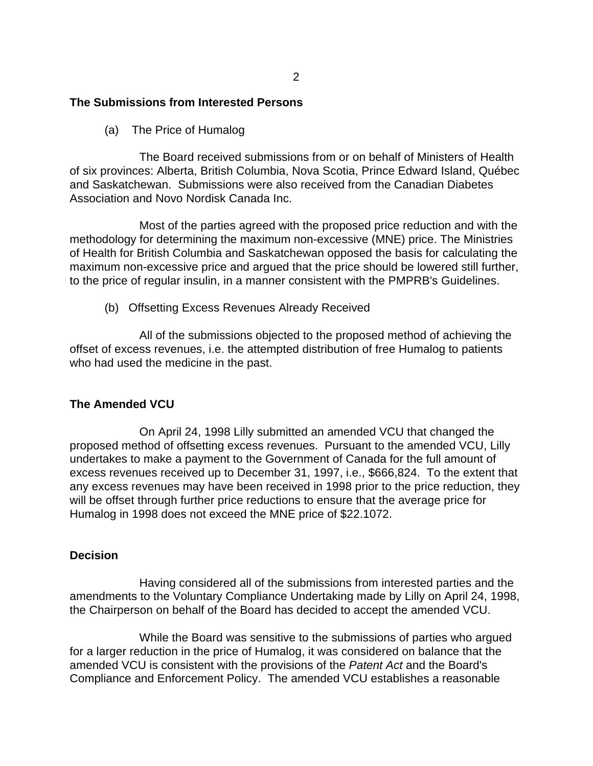## The Submissions from Interested Persons

(a) The Price of Humalog

The Board received submissions from or on behalf of Ministers of Health of six provinces: Alberta, British Columbia, Nova Scotia, Prince Edward Island, Québec and Saskatchewan. Submissions were also received from the Canadian Diabetes Association and Novo Nordisk Canada Inc.

Most of the parties agreed with the proposed price reduction and with the methodology for determining the maximum non-excessive (MNE) price. The Ministries of Health for British Columbia and Saskatchewan opposed the basis for calculating the maximum non-excessive price and argued that the price should be lowered still further, to the price of regular insulin, in a manner consistent with the PMPRB's Guidelines.

(b) Offsetting Excess Revenues Already Received

All of the submissions objected to the proposed method of achieving the offset of excess revenues, i.e. the attempted distribution of free Humalog to patients who had used the medicine in the past.

## The Amended VCU

On April 24, 1998 Lilly submitted an amended VCU that changed the proposed method of offsetting excess revenues. Pursuant to the amended VCU, Lilly undertakes to make a payment to the Government of Canada for the full amount of excess revenues received up to December 31, 1997, i.e., $666,824. To the extent that any excess revenues may have been received in 1998 prior to the price reduction, they will be offset through further price reductions to ensure that the average price for Humalog in 1998 does not exceed the MNE price of $22.1072.

## Decision

Having considered all of the submissions from interested parties and the amendments to the Voluntary Compliance Undertaking made by Lilly on April 24, 1998, the Chairperson on behalf of the Board has decided to accept the amended VCU.

While the Board was sensitive to the submissions of parties who argued for a larger reduction in the price of Humalog, it was considered on balance that the amended VCU is consistent with the provisions of the *Patent Act* and the Board's Compliance and Enforcement Policy. The amended VCU establishes a reasonable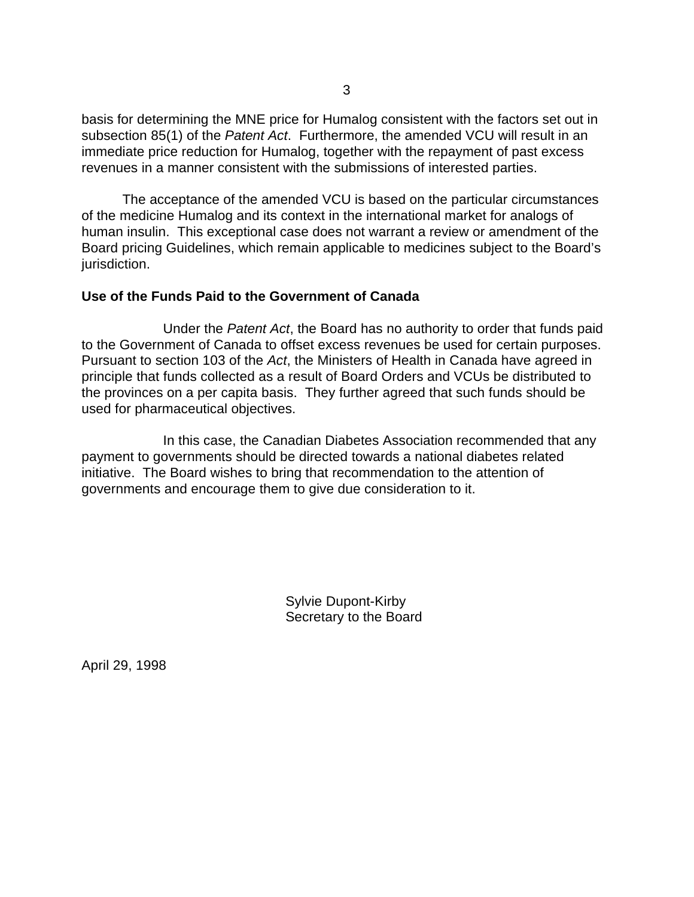basis for determining the MNE price for Humalog consistent with the factors set out in subsection 85(1) of the *Patent Act*. Furthermore, the amended VCU will result in an immediate price reduction for Humalog, together with the repayment of past excess revenues in a manner consistent with the submissions of interested parties.

The acceptance of the amended VCU is based on the particular circumstances of the medicine Humalog and its context in the international market for analogs of human insulin. This exceptional case does not warrant a review or amendment of the Board pricing Guidelines, which remain applicable to medicines subject to the Board's jurisdiction.

**Use of the Funds Paid to the Government of Canada**

Under the *Patent Act*, the Board has no authority to order that funds paid to the Government of Canada to offset excess revenues be used for certain purposes. Pursuant to section 103 of the *Act*, the Ministers of Health in Canada have agreed in principle that funds collected as a result of Board Orders and VCUs be distributed to the provinces on a per capita basis. They further agreed that such funds should be used for pharmaceutical objectives.

In this case, the Canadian Diabetes Association recommended that any payment to governments should be directed towards a national diabetes related initiative. The Board wishes to bring that recommendation to the attention of governments and encourage them to give due consideration to it.

Sylvie Dupont-Kirby
Secretary to the Board

April 29, 1998